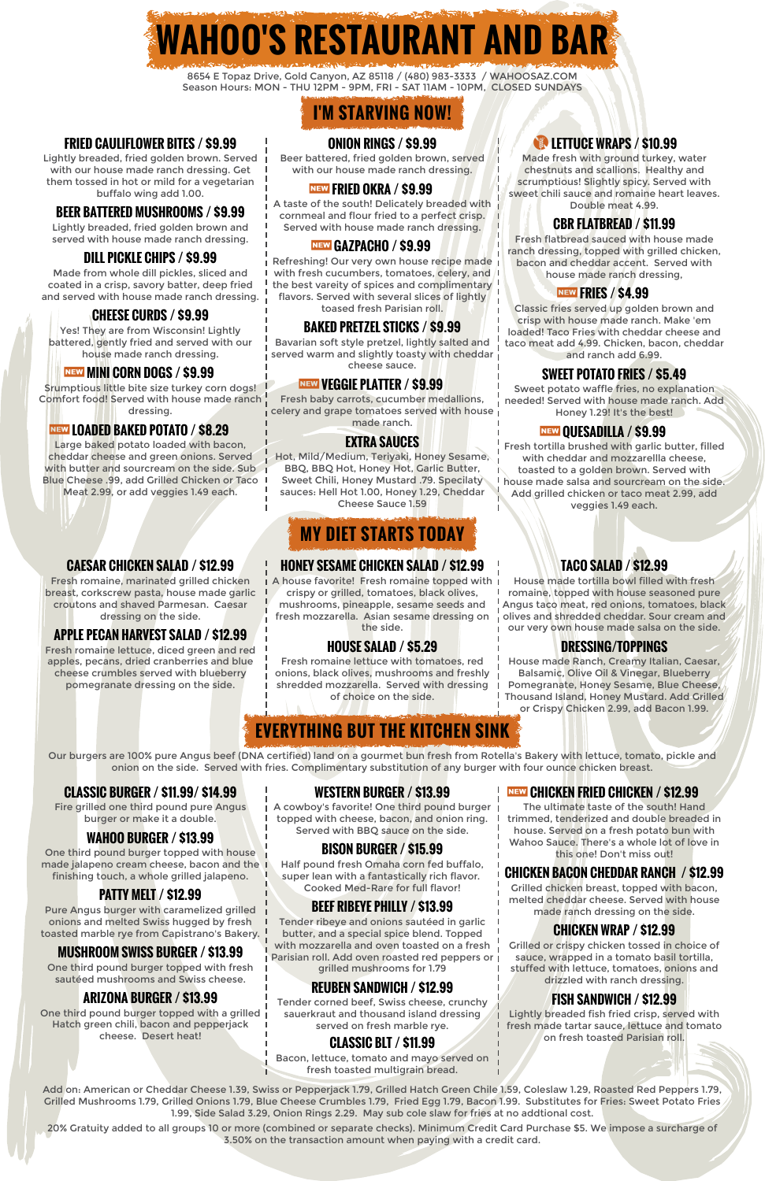# WAHOO'S RESTAURANT AND BAR

8654 E Topaz Drive, Gold Canyon, AZ 85118 / (480) 983-3333 / WAHOOSAZ.COM
Season Hours: MON - THU 12PM - 9PM, FRI - SAT 11AM - 10PM, CLOSED SUNDAYS

## I'M STARVING NOW!

### FRIED CAULIFLOWER BITES / $9.99
Lightly breaded, fried golden brown. Served with our house made ranch dressing. Get them tossed in hot or mild for a vegetarian buffalo wing add 1.00.

### BEER BATTERED MUSHROOMS / $9.99
Lightly breaded, fried golden brown and served with house made ranch dressing.

### DILL PICKLE CHIPS / $9.99
Made from whole dill pickles, sliced and coated in a crisp, savory batter, deep fried and served with house made ranch dressing.

### CHEESE CURDS / $9.99
Yes! They are from Wisconsin! Lightly battered, gently fried and served with our house made ranch dressing.

### NEW MINI CORN DOGS / $9.99
Srumptious little bite size turkey corn dogs! Comfort food! Served with house made ranch dressing.

### NEW LOADED BAKED POTATO / $8.29
Large baked potato loaded with bacon, cheddar cheese and green onions. Served with butter and sourcream on the side. Sub Blue Cheese .99, add Grilled Chicken or Taco Meat 2.99, or add veggies 1.49 each.

### ONION RINGS / $9.99
Beer battered, fried golden brown, served with our house made ranch dressing.

### NEW FRIED OKRA / $9.99
A taste of the south! Delicately breaded with cornmeal and flour fried to a perfect crisp. Served with house made ranch dressing.

### NEW GAZPACHO / $9.99
Refreshing! Our very own house recipe made with fresh cucumbers, tomatoes, celery, and the best vareity of spices and complimentary flavors. Served with several slices of lightly toasted fresh Parisian roll.

### BAKED PRETZEL STICKS / $9.99
Bavarian soft style pretzel, lightly salted and served warm and slightly toasty with cheddar cheese sauce.

### NEW VEGGIE PLATTER / $9.99
Fresh baby carrots, cucumber medallions, celery and grape tomatoes served with house made ranch.

### EXTRA SAUCES
Hot, Mild/Medium, Teriyaki, Honey Sesame, BBQ, BBQ Hot, Honey Hot, Garlic Butter, Sweet Chili, Honey Mustard .79. Specialty sauces: Hell Hot 1.00, Honey 1.29, Cheddar Cheese Sauce 1.59

### LETTUCE WRAPS / $10.99
Made fresh with ground turkey, water chestnuts and scallions. Healthy and scrumptious! Slightly spicy. Served with sweet chili sauce and romaine heart leaves. Double meat 4.99.

### CBR FLATBREAD / $11.99
Fresh flatbread sauced with house made ranch dressing, topped with grilled chicken, bacon and cheddar accent. Served with house made ranch dressing,

### NEW FRIES / $4.99
Classic fries served up golden brown and crisp with house made ranch. Make 'em loaded! Taco Fries with cheddar cheese and taco meat add 4.99. Chicken, bacon, cheddar and ranch add 6.99.

### SWEET POTATO FRIES / $5.49
Sweet potato waffle fries, no explanation needed! Served with house made ranch. Add Honey 1.29! It's the best!

### NEW QUESADILLA / $9.99
Fresh tortilla brushed with garlic butter, filled with cheddar and mozzarellla cheese, toasted to a golden brown. Served with house made salsa and sourcream on the side. Add grilled chicken or taco meat 2.99, add veggies 1.49 each.

## MY DIET STARTS TODAY

### CAESAR CHICKEN SALAD / $12.99
Fresh romaine, marinated grilled chicken breast, corkscrew pasta, house made garlic croutons and shaved Parmesan. Caesar dressing on the side.

### APPLE PECAN HARVEST SALAD / $12.99
Fresh romaine lettuce, diced green and red apples, pecans, dried cranberries and blue cheese crumbles served with blueberry pomegranate dressing on the side.

### HONEY SESAME CHICKEN SALAD / $12.99
A house favorite! Fresh romaine topped with crispy or grilled, tomatoes, black olives, mushrooms, pineapple, sesame seeds and fresh mozzarella. Asian sesame dressing on the side.

### HOUSE SALAD / $5.29
Fresh romaine lettuce with tomatoes, red onions, black olives, mushrooms and freshly shredded mozzarella. Served with dressing of choice on the side.

### TACO SALAD / $12.99
House made tortilla bowl filled with fresh romaine, topped with house seasoned pure Angus taco meat, red onions, tomatoes, black olives and shredded cheddar. Sour cream and our very own house made salsa on the side.

### DRESSING/TOPPINGS
House made Ranch, Creamy Italian, Caesar, Balsamic, Olive Oil & Vinegar, Blueberry Pomegranate, Honey Sesame, Blue Cheese, Thousand Island, Honey Mustard. Add Grilled or Crispy Chicken 2.99, add Bacon 1.99.

## EVERYTHING BUT THE KITCHEN SINK

Our burgers are 100% pure Angus beef (DNA certified) land on a gourmet bun fresh from Rotella's Bakery with lettuce, tomato, pickle and onion on the side. Served with fries. Complimentary substitution of any burger with four ounce chicken breast.

### CLASSIC BURGER / $11.99/ $14.99
Fire grilled one third pound pure Angus burger or make it a double.

### WAHOO BURGER / $13.99
One third pound burger topped with house made jalapeno cream cheese, bacon and the finishing touch, a whole grilled jalapeno.

### PATTY MELT / $12.99
Pure Angus burger with caramelized grilled onions and melted Swiss hugged by fresh toasted marble rye from Capistrano's Bakery.

### MUSHROOM SWISS BURGER / $13.99
One third pound burger topped with fresh sautéed mushrooms and Swiss cheese.

### ARIZONA BURGER / $13.99
One third pound burger topped with a grilled Hatch green chili, bacon and pepperjack cheese. Desert heat!

### WESTERN BURGER / $13.99
A cowboy's favorite! One third pound burger topped with cheese, bacon, and onion ring. Served with BBQ sauce on the side.

### BISON BURGER / $15.99
Half pound fresh Omaha corn fed buffalo, super lean with a fantastically rich flavor. Cooked Med-Rare for full flavor!

### BEEF RIBEYE PHILLY / $13.99
Tender ribeye and onions sautéed in garlic butter, and a special spice blend. Topped with mozzarella and oven toasted on a fresh Parisian roll. Add oven roasted red peppers or grilled mushrooms for 1.79

### REUBEN SANDWICH / $12.99
Tender corned beef, Swiss cheese, crunchy sauerkraut and thousand island dressing served on fresh marble rye.

### CLASSIC BLT / $11.99
Bacon, lettuce, tomato and mayo served on fresh toasted multigrain bread.

### NEW CHICKEN FRIED CHICKEN / $12.99
The ultimate taste of the south! Hand trimmed, tenderized and double breaded in house. Served on a fresh potato bun with Wahoo Sauce. There's a whole lot of love in this one! Don't miss out!

### CHICKEN BACON CHEDDAR RANCH / $12.99
Grilled chicken breast, topped with bacon, melted cheddar cheese. Served with house made ranch dressing on the side.

### CHICKEN WRAP / $12.99
Grilled or crispy chicken tossed in choice of sauce, wrapped in a tomato basil tortilla, stuffed with lettuce, tomatoes, onions and drizzled with ranch dressing.

### FISH SANDWICH / $12.99
Lightly breaded fish fried crisp, served with fresh made tartar sauce, lettuce and tomato on fresh toasted Parisian roll.

Add on: American or Cheddar Cheese 1.39, Swiss or Pepperjack 1.49, Grilled Hatch Green Chile 1.59, Coleslaw 1.29, Roasted Red Peppers 1.79, Grilled Mushrooms 1.79, Grilled Onions 1.79, Blue Cheese Crumbles 1.79, Fried Egg 1.79, Bacon 1.99. Substitutes for Fries: Sweet Potato Fries 1.99, Side Salad 3.29, Onion Rings 2.29. May sub cole slaw for fries at no addtional cost.

20% Gratuity added to all groups 10 or more (combined or separate checks). Minimum Credit Card Purchase $5. We impose a surcharge of 3.50% on the transaction amount when paying with a credit card.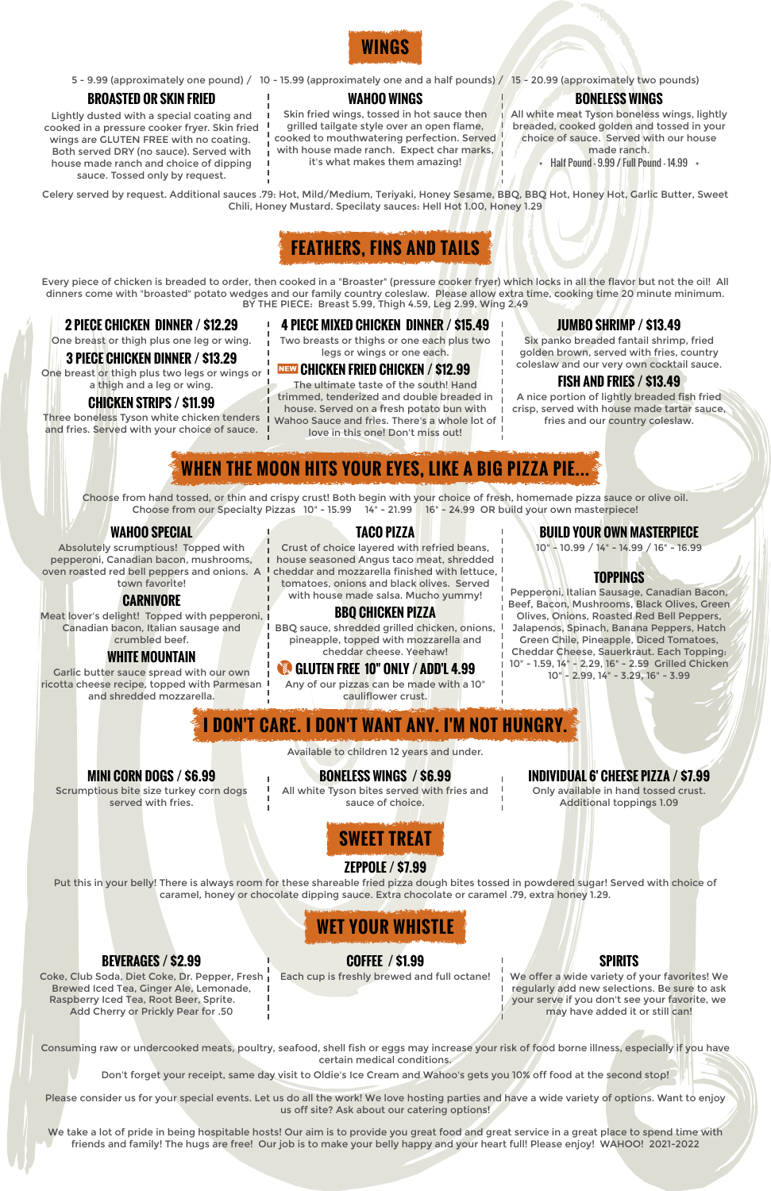# WINGS

5 - 9.99 (approximately one pound) / 10 - 15.99 (approximately one and a half pounds) / 15 - 20.99 (approximately two pounds)

### BROASTED OR SKIN FRIED

Lightly dusted with a special coating and cooked in a pressure cooker fryer. Skin fried wings are GLUTEN FREE with no coating. Both served DRY (no sauce). Served with house made ranch and choice of dipping sauce. Tossed only by request.

### WAHOO WINGS

Skin fried wings, tossed in hot sauce then grilled tailgate style over an open flame, cooked to mouthwatering perfection. Served with house made ranch. Expect char marks, it's what makes them amazing!

### BONELESS WINGS

All white meat Tyson boneless wings, lightly breaded, cooked golden and tossed in your choice of sauce. Served with our house made ranch.

- Half Pound - 9.99 / Full Pound - 14.99

Celery served by request. Additional sauces .79: Hot, Mild/Medium, Teriyaki, Honey Sesame, BBQ, BBQ Hot, Honey Hot, Garlic Butter, Sweet Chili, Honey Mustard. Specialty sauces: Hell Hot 1.00, Honey 1.29

# FEATHERS, FINS AND TAILS

Every piece of chicken is breaded to order, then cooked in a "Broaster" (pressure cooker fryer) which locks in all the flavor but not the oil! All dinners come with "broasted" potato wedges and our family country coleslaw. Please allow extra time, cooking time 20 minute minimum. BY THE PIECE: Breast 5.99, Thigh 4.59, Leg 2.99, Wing 2.49

### 2 PIECE CHICKEN DINNER / $12.29

One breast or thigh plus one leg or wing.

### 3 PIECE CHICKEN DINNER / $13.29

One breast or thigh plus two legs or wings or a thigh and a leg or wing.

### CHICKEN STRIPS / $11.99

Three boneless Tyson white chicken tenders and fries. Served with your choice of sauce.

### 4 PIECE MIXED CHICKEN DINNER / $15.49

Two breasts or thighs or one each plus two legs or wings or one each.

### NEW CHICKEN FRIED CHICKEN / $12.99

The ultimate taste of the south! Hand trimmed, tenderized and double breaded in house. Served on a fresh potato bun with Wahoo Sauce and fries. There's a whole lot of love in this one! Don't miss out!

### JUMBO SHRIMP / $13.49

Six panko breaded fantail shrimp, fried golden brown, served with fries, country coleslaw and our very own cocktail sauce.

### FISH AND FRIES / $13.49

A nice portion of lightly breaded fish fried crisp, served with house made tartar sauce, fries and our country coleslaw.

# WHEN THE MOON HITS YOUR EYES, LIKE A BIG PIZZA PIE...

Choose from hand tossed, or thin and crispy crust! Both begin with your choice of fresh, homemade pizza sauce or olive oil. Choose from our Specialty Pizzas 10" - 15.99 14" - 21.99 16" - 24.99 OR build your own masterpiece!

### WAHOO SPECIAL

Absolutely scrumptious! Topped with pepperoni, Canadian bacon, mushrooms, oven roasted red bell peppers and onions. A town favorite!

### CARNIVORE

Meat lover's delight! Topped with pepperoni, Canadian bacon, Italian sausage and crumbled beef.

### WHITE MOUNTAIN

Garlic butter sauce spread with our own ricotta cheese recipe, topped with Parmesan and shredded mozzarella.

### TACO PIZZA

Crust of choice layered with refried beans, house seasoned Angus taco meat, shredded cheddar and mozzarella finished with lettuce, tomatoes, onions and black olives. Served with house made salsa. Mucho yummy!

### BBQ CHICKEN PIZZA

BBQ sauce, shredded grilled chicken, onions, pineapple, topped with mozzarella and cheddar cheese. Yeehaw!

### GLUTEN FREE 10" ONLY / ADD'L 4.99

Any of our pizzas can be made with a 10" cauliflower crust.

### BUILD YOUR OWN MASTERPIECE

10" - 10.99 / 14" - 14.99 / 16" - 16.99

### TOPPINGS

Pepperoni, Italian Sausage, Canadian Bacon, Beef, Bacon, Mushrooms, Black Olives, Green Olives, Onions, Roasted Red Bell Peppers, Jalapenos, Spinach, Banana Peppers, Hatch Green Chile, Pineapple, Diced Tomatoes, Cheddar Cheese, Sauerkraut. Each Topping: 10" - 1.59, 14" - 2.29, 16" - 2.59 Grilled Chicken 10" - 2.99, 14" - 3.29, 16" - 3.99

# I DON'T CARE. I DON'T WANT ANY. I'M NOT HUNGRY.

Available to children 12 years and under.

### MINI CORN DOGS / $6.99

Scrumptious bite size turkey corn dogs served with fries.

### BONELESS WINGS / $6.99

All white Tyson bites served with fries and sauce of choice.

### INDIVIDUAL 6' CHEESE PIZZA / $7.99

Only available in hand tossed crust. Additional toppings 1.09

# SWEET TREAT

### ZEPPOLE / $7.99

Put this in your belly! There is always room for these shareable fried pizza dough bites tossed in powdered sugar! Served with choice of caramel, honey or chocolate dipping sauce. Extra chocolate or caramel .79, extra honey 1.29.

# WET YOUR WHISTLE

### BEVERAGES / $2.99

Coke, Club Soda, Diet Coke, Dr. Pepper, Fresh Brewed Iced Tea, Ginger Ale, Lemonade, Raspberry Iced Tea, Root Beer, Sprite. Add Cherry or Prickly Pear for .50

### COFFEE / $1.99

Each cup is freshly brewed and full octane!

### SPIRITS

We offer a wide variety of your favorites! We regularly add new selections. Be sure to ask your serve if you don't see your favorite, we may have added it or still can!

Consuming raw or undercooked meats, poultry, seafood, shell fish or eggs may increase your risk of food borne illness, especially if you have certain medical conditions.

Don't forget your receipt, same day visit to Oldie's Ice Cream and Wahoo's gets you 10% off food at the second stop!

Please consider us for your special events. Let us do all the work! We love hosting parties and have a wide variety of options. Want to enjoy us off site? Ask about our catering options!

We take a lot of pride in being hospitable hosts! Our aim is to provide you great food and great service in a great place to spend time with friends and family! The hugs are free! Our job is to make your belly happy and your heart full! Please enjoy! WAHOO! 2021-2022